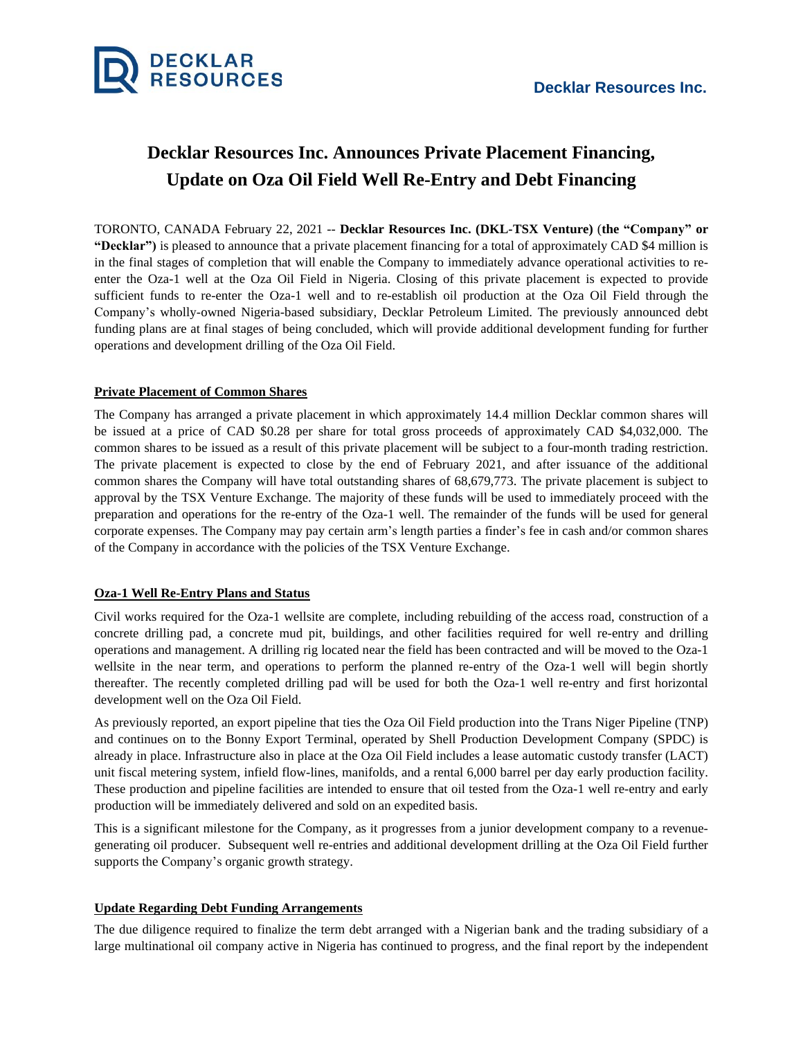Decklar Resources Inc.

# Decklar Resources Inc. Announces Private Placement Financing, Update on Oza Oil Field Well Re-Entry and Debt Financing

TORONTO, CANADA February 22, 2021 -- **Decklar Resources Inc. (DKL-TSX Venture)** (**the "Company" or "Decklar")** is pleased to announce that a private placement financing for a total of approximately CAD $4 million is in the final stages of completion that will enable the Company to immediately advance operational activities to re-enter the Oza-1 well at the Oza Oil Field in Nigeria. Closing of this private placement is expected to provide sufficient funds to re-enter the Oza-1 well and to re-establish oil production at the Oza Oil Field through the Company's wholly-owned Nigeria-based subsidiary, Decklar Petroleum Limited. The previously announced debt funding plans are at final stages of being concluded, which will provide additional development funding for further operations and development drilling of the Oza Oil Field.

## Private Placement of Common Shares

The Company has arranged a private placement in which approximately 14.4 million Decklar common shares will be issued at a price of CAD $0.28 per share for total gross proceeds of approximately CAD $4,032,000. The common shares to be issued as a result of this private placement will be subject to a four-month trading restriction. The private placement is expected to close by the end of February 2021, and after issuance of the additional common shares the Company will have total outstanding shares of 68,679,773. The private placement is subject to approval by the TSX Venture Exchange. The majority of these funds will be used to immediately proceed with the preparation and operations for the re-entry of the Oza-1 well. The remainder of the funds will be used for general corporate expenses. The Company may pay certain arm's length parties a finder's fee in cash and/or common shares of the Company in accordance with the policies of the TSX Venture Exchange.

## Oza-1 Well Re-Entry Plans and Status

Civil works required for the Oza-1 wellsite are complete, including rebuilding of the access road, construction of a concrete drilling pad, a concrete mud pit, buildings, and other facilities required for well re-entry and drilling operations and management. A drilling rig located near the field has been contracted and will be moved to the Oza-1 wellsite in the near term, and operations to perform the planned re-entry of the Oza-1 well will begin shortly thereafter. The recently completed drilling pad will be used for both the Oza-1 well re-entry and first horizontal development well on the Oza Oil Field.

As previously reported, an export pipeline that ties the Oza Oil Field production into the Trans Niger Pipeline (TNP) and continues on to the Bonny Export Terminal, operated by Shell Production Development Company (SPDC) is already in place. Infrastructure also in place at the Oza Oil Field includes a lease automatic custody transfer (LACT) unit fiscal metering system, infield flow-lines, manifolds, and a rental 6,000 barrel per day early production facility. These production and pipeline facilities are intended to ensure that oil tested from the Oza-1 well re-entry and early production will be immediately delivered and sold on an expedited basis.

This is a significant milestone for the Company, as it progresses from a junior development company to a revenue-generating oil producer. Subsequent well re-entries and additional development drilling at the Oza Oil Field further supports the Company's organic growth strategy.

## Update Regarding Debt Funding Arrangements

The due diligence required to finalize the term debt arranged with a Nigerian bank and the trading subsidiary of a large multinational oil company active in Nigeria has continued to progress, and the final report by the independent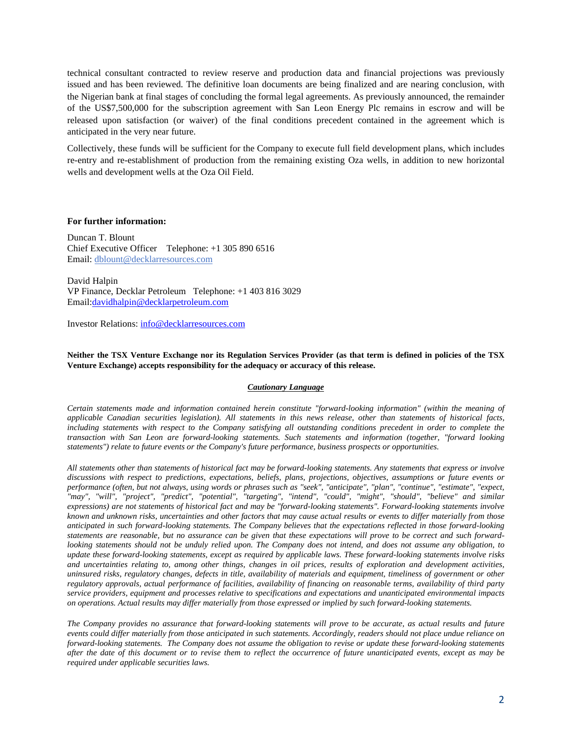technical consultant contracted to review reserve and production data and financial projections was previously issued and has been reviewed. The definitive loan documents are being finalized and are nearing conclusion, with the Nigerian bank at final stages of concluding the formal legal agreements. As previously announced, the remainder of the US$7,500,000 for the subscription agreement with San Leon Energy Plc remains in escrow and will be released upon satisfaction (or waiver) of the final conditions precedent contained in the agreement which is anticipated in the very near future.

Collectively, these funds will be sufficient for the Company to execute full field development plans, which includes re-entry and re-establishment of production from the remaining existing Oza wells, in addition to new horizontal wells and development wells at the Oza Oil Field.

**For further information:**

Duncan T. Blount
Chief Executive Officer Telephone: +1 305 890 6516
Email: dblount@decklarresources.com

David Halpin
VP Finance, Decklar Petroleum Telephone: +1 403 816 3029
Email:davidhalpin@decklarpetroleum.com

Investor Relations: info@decklarresources.com

**Neither the TSX Venture Exchange nor its Regulation Services Provider (as that term is defined in policies of the TSX Venture Exchange) accepts responsibility for the adequacy or accuracy of this release.**

***Cautionary Language***

*Certain statements made and information contained herein constitute "forward-looking information" (within the meaning of applicable Canadian securities legislation). All statements in this news release, other than statements of historical facts, including statements with respect to the Company satisfying all outstanding conditions precedent in order to complete the transaction with San Leon are forward-looking statements. Such statements and information (together, "forward looking statements") relate to future events or the Company's future performance, business prospects or opportunities.*

*All statements other than statements of historical fact may be forward-looking statements. Any statements that express or involve discussions with respect to predictions, expectations, beliefs, plans, projections, objectives, assumptions or future events or performance (often, but not always, using words or phrases such as "seek", "anticipate", "plan", "continue", "estimate", "expect, "may", "will", "project", "predict", "potential", "targeting", "intend", "could", "might", "should", "believe" and similar expressions) are not statements of historical fact and may be "forward-looking statements". Forward-looking statements involve known and unknown risks, uncertainties and other factors that may cause actual results or events to differ materially from those anticipated in such forward-looking statements. The Company believes that the expectations reflected in those forward-looking statements are reasonable, but no assurance can be given that these expectations will prove to be correct and such forward-looking statements should not be unduly relied upon. The Company does not intend, and does not assume any obligation, to update these forward-looking statements, except as required by applicable laws. These forward-looking statements involve risks and uncertainties relating to, among other things, changes in oil prices, results of exploration and development activities, uninsured risks, regulatory changes, defects in title, availability of materials and equipment, timeliness of government or other regulatory approvals, actual performance of facilities, availability of financing on reasonable terms, availability of third party service providers, equipment and processes relative to specifications and expectations and unanticipated environmental impacts on operations. Actual results may differ materially from those expressed or implied by such forward-looking statements.*

*The Company provides no assurance that forward-looking statements will prove to be accurate, as actual results and future events could differ materially from those anticipated in such statements. Accordingly, readers should not place undue reliance on forward-looking statements. The Company does not assume the obligation to revise or update these forward-looking statements after the date of this document or to revise them to reflect the occurrence of future unanticipated events, except as may be required under applicable securities laws.*